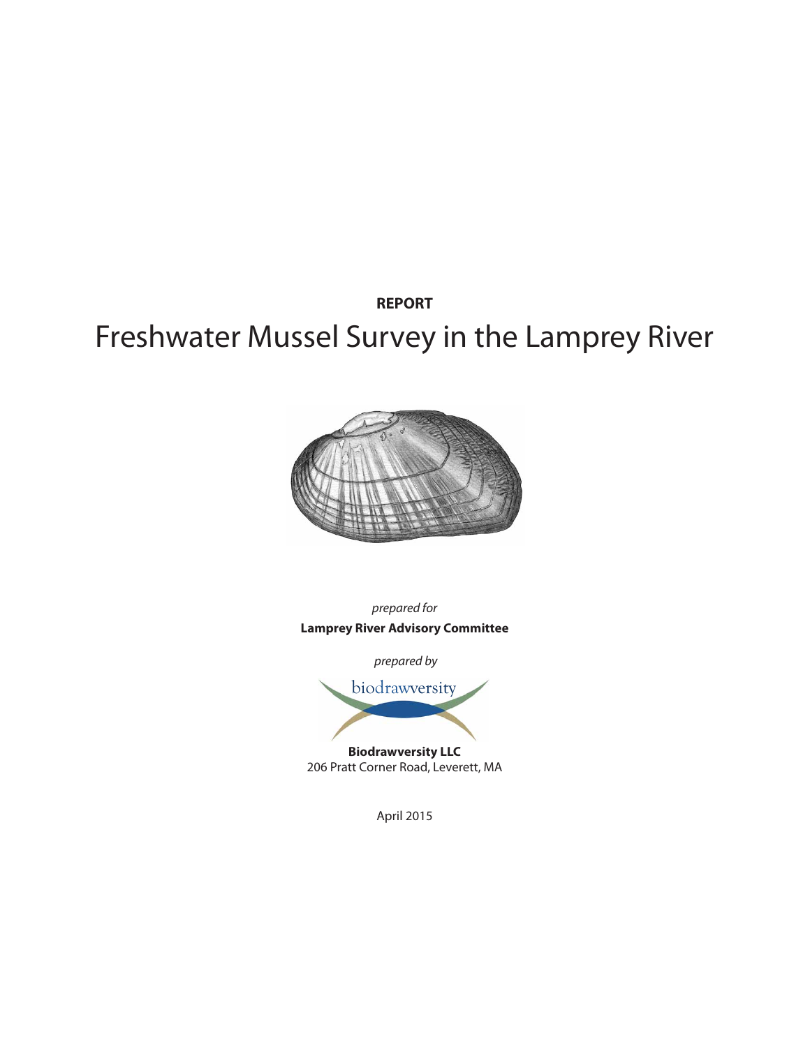**REPORT**

# Freshwater Mussel Survey in the Lamprey River

*prepared for*

**Lamprey River Advisory Committee**

*prepared by*

biodrawversity

**Biodrawversity LLC**
206 Pratt Corner Road, Leverett, MA

April 2015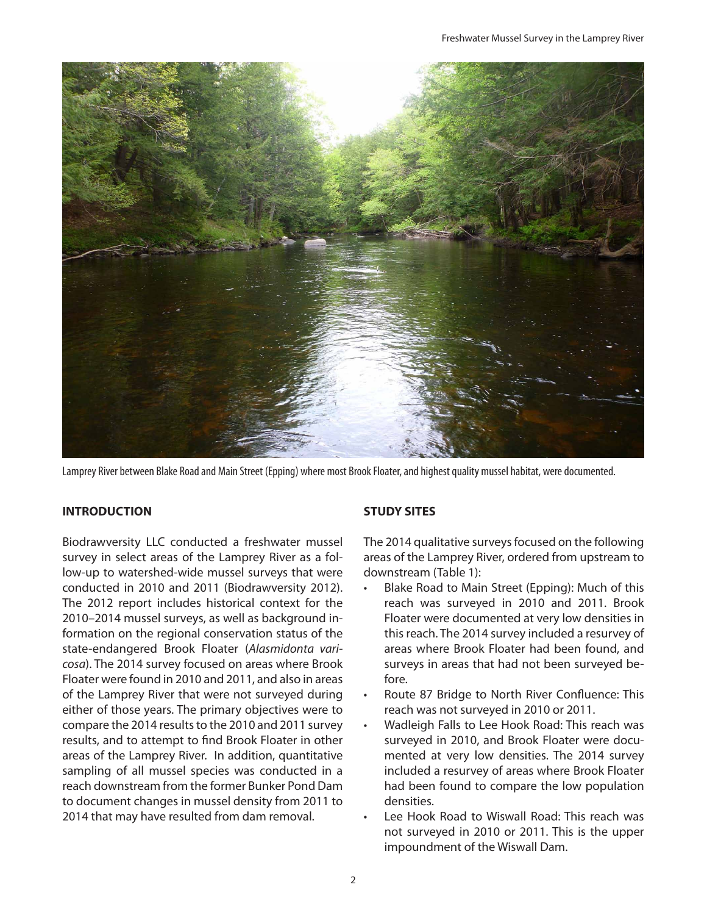Lamprey River between Blake Road and Main Street (Epping) where most Brook Floater, and highest quality mussel habitat, were documented.

## INTRODUCTION

Biodrawversity LLC conducted a freshwater mussel survey in select areas of the Lamprey River as a follow-up to watershed-wide mussel surveys that were conducted in 2010 and 2011 (Biodrawversity 2012). The 2012 report includes historical context for the 2010–2014 mussel surveys, as well as background information on the regional conservation status of the state-endangered Brook Floater (*Alasmidonta varicosa*). The 2014 survey focused on areas where Brook Floater were found in 2010 and 2011, and also in areas of the Lamprey River that were not surveyed during either of those years. The primary objectives were to compare the 2014 results to the 2010 and 2011 survey results, and to attempt to find Brook Floater in other areas of the Lamprey River. In addition, quantitative sampling of all mussel species was conducted in a reach downstream from the former Bunker Pond Dam to document changes in mussel density from 2011 to 2014 that may have resulted from dam removal.

## STUDY SITES

The 2014 qualitative surveys focused on the following areas of the Lamprey River, ordered from upstream to downstream (Table 1):

- Blake Road to Main Street (Epping): Much of this reach was surveyed in 2010 and 2011. Brook Floater were documented at very low densities in this reach. The 2014 survey included a resurvey of areas where Brook Floater had been found, and surveys in areas that had not been surveyed before.
- Route 87 Bridge to North River Confluence: This reach was not surveyed in 2010 or 2011.
- Wadleigh Falls to Lee Hook Road: This reach was surveyed in 2010, and Brook Floater were documented at very low densities. The 2014 survey included a resurvey of areas where Brook Floater had been found to compare the low population densities.
- Lee Hook Road to Wiswall Road: This reach was not surveyed in 2010 or 2011. This is the upper impoundment of the Wiswall Dam.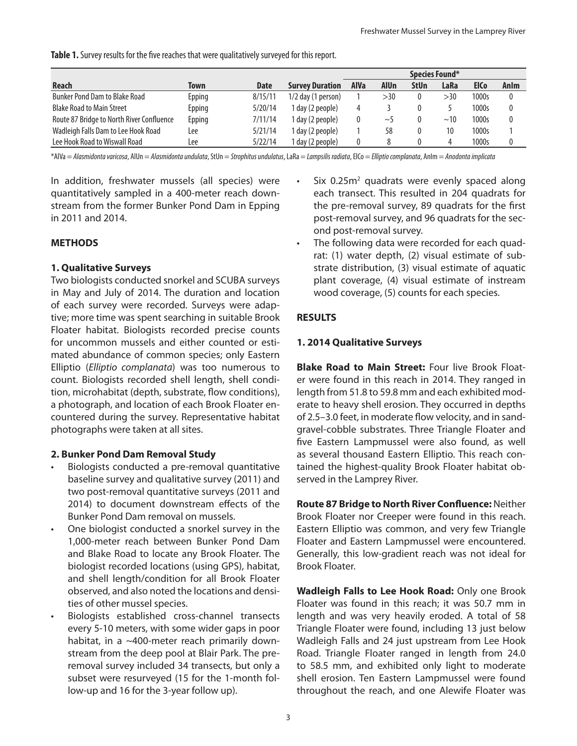**Table 1.** Survey results for the five reaches that were qualitatively surveyed for this report.

| Reach | Town | Date | Survey Duration | Species Found* | | | | | |
|---|---|---|---|---|---|---|---|---|---|
| | | | | AlVa | AlUn | StUn | LaRa | ElCo | AnIm |
| Bunker Pond Dam to Blake Road | Epping | 8/15/11 | 1/2 day (1 person) | 1 | >30 | 0 | >30 | 1000s | 0 |
| Blake Road to Main Street | Epping | 5/20/14 | 1 day (2 people) | 4 | 3 | 0 | 5 | 1000s | 0 |
| Route 87 Bridge to North River Confluence | Epping | 7/11/14 | 1 day (2 people) | 0 | ~5 | 0 | ~10 | 1000s | 0 |
| Wadleigh Falls Dam to Lee Hook Road | Lee | 5/21/14 | 1 day (2 people) | 1 | 58 | 0 | 10 | 1000s | 1 |
| Lee Hook Road to Wiswall Road | Lee | 5/22/14 | 1 day (2 people) | 0 | 8 | 0 | 4 | 1000s | 0 |

*AlVa = *Alasmidonta varicosa*, AlUn = *Alasmidonta undulata*, StUn = *Strophitus undulatus*, LaRa = *Lampsilis radiata*, ElCo = *Elliptio complanata*, AnIm = *Anodonta implicata*

In addition, freshwater mussels (all species) were quantitatively sampled in a 400-meter reach downstream from the former Bunker Pond Dam in Epping in 2011 and 2014.

## METHODS

### 1. Qualitative Surveys

Two biologists conducted snorkel and SCUBA surveys in May and July of 2014. The duration and location of each survey were recorded. Surveys were adaptive; more time was spent searching in suitable Brook Floater habitat. Biologists recorded precise counts for uncommon mussels and either counted or estimated abundance of common species; only Eastern Elliptio (*Elliptio complanata*) was too numerous to count. Biologists recorded shell length, shell condition, microhabitat (depth, substrate, flow conditions), a photograph, and location of each Brook Floater encountered during the survey. Representative habitat photographs were taken at all sites.

### 2. Bunker Pond Dam Removal Study

- Biologists conducted a pre-removal quantitative baseline survey and qualitative survey (2011) and two post-removal quantitative surveys (2011 and 2014) to document downstream effects of the Bunker Pond Dam removal on mussels.
- One biologist conducted a snorkel survey in the 1,000-meter reach between Bunker Pond Dam and Blake Road to locate any Brook Floater. The biologist recorded locations (using GPS), habitat, and shell length/condition for all Brook Floater observed, and also noted the locations and densities of other mussel species.
- Biologists established cross-channel transects every 5-10 meters, with some wider gaps in poor habitat, in a ~400-meter reach primarily downstream from the deep pool at Blair Park. The pre-removal survey included 34 transects, but only a subset were resurveyed (15 for the 1-month follow-up and 16 for the 3-year follow up).
- Six 0.25m$^2$ quadrats were evenly spaced along each transect. This resulted in 204 quadrats for the pre-removal survey, 89 quadrats for the first post-removal survey, and 96 quadrats for the second post-removal survey.
- The following data were recorded for each quadrat: (1) water depth, (2) visual estimate of substrate distribution, (3) visual estimate of aquatic plant coverage, (4) visual estimate of instream wood coverage, (5) counts for each species.

## RESULTS

### 1. 2014 Qualitative Surveys

**Blake Road to Main Street:** Four live Brook Floater were found in this reach in 2014. They ranged in length from 51.8 to 59.8 mm and each exhibited moderate to heavy shell erosion. They occurred in depths of 2.5–3.0 feet, in moderate flow velocity, and in sand-gravel-cobble substrates. Three Triangle Floater and five Eastern Lampmussel were also found, as well as several thousand Eastern Elliptio. This reach contained the highest-quality Brook Floater habitat observed in the Lamprey River.

**Route 87 Bridge to North River Confluence:** Neither Brook Floater nor Creeper were found in this reach. Eastern Elliptio was common, and very few Triangle Floater and Eastern Lampmussel were encountered. Generally, this low-gradient reach was not ideal for Brook Floater.

**Wadleigh Falls to Lee Hook Road:** Only one Brook Floater was found in this reach; it was 50.7 mm in length and was very heavily eroded. A total of 58 Triangle Floater were found, including 13 just below Wadleigh Falls and 24 just upstream from Lee Hook Road. Triangle Floater ranged in length from 24.0 to 58.5 mm, and exhibited only light to moderate shell erosion. Ten Eastern Lampmussel were found throughout the reach, and one Alewife Floater was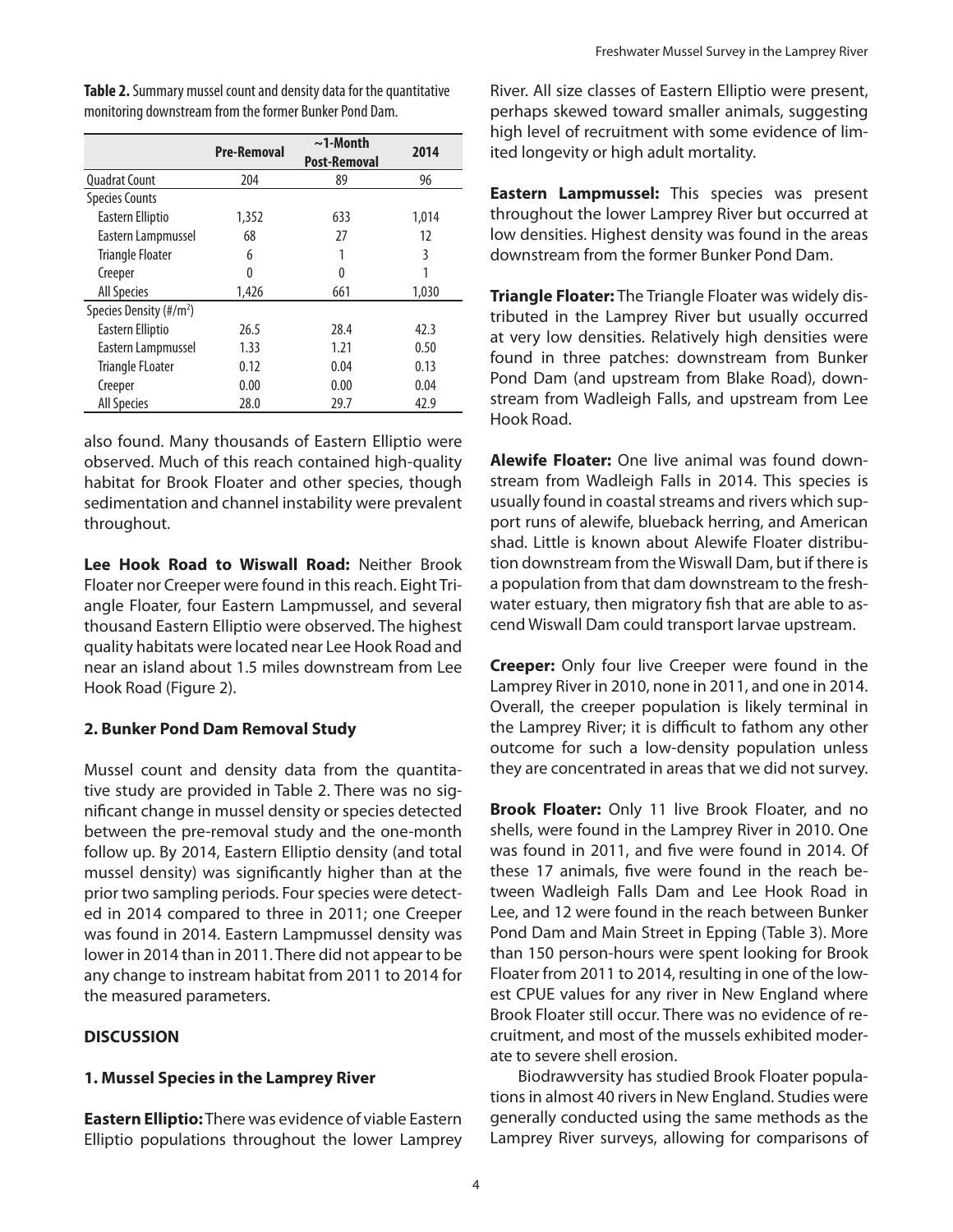**Table 2.** Summary mussel count and density data for the quantitative monitoring downstream from the former Bunker Pond Dam.

| | Pre-Removal | ~1-Month Post-Removal | 2014 |
|---|---|---|---|
| Quadrat Count | 204 | 89 | 96 |
| Species Counts | | | |
| Eastern Elliptio | 1,352 | 633 | 1,014 |
| Eastern Lampmussel | 68 | 27 | 12 |
| Triangle Floater | 6 | 1 | 3 |
| Creeper | 0 | 0 | 1 |
| All Species | 1,426 | 661 | 1,030 |
| Species Density (#/m$^2$) | | | |
| Eastern Elliptio | 26.5 | 28.4 | 42.3 |
| Eastern Lampmussel | 1.33 | 1.21 | 0.50 |
| Triangle FLoater | 0.12 | 0.04 | 0.13 |
| Creeper | 0.00 | 0.00 | 0.04 |
| All Species | 28.0 | 29.7 | 42.9 |

also found. Many thousands of Eastern Elliptio were observed. Much of this reach contained high-quality habitat for Brook Floater and other species, though sedimentation and channel instability were prevalent throughout.

**Lee Hook Road to Wiswall Road:** Neither Brook Floater nor Creeper were found in this reach. Eight Triangle Floater, four Eastern Lampmussel, and several thousand Eastern Elliptio were observed. The highest quality habitats were located near Lee Hook Road and near an island about 1.5 miles downstream from Lee Hook Road (Figure 2).

### 2. Bunker Pond Dam Removal Study

Mussel count and density data from the quantitative study are provided in Table 2. There was no significant change in mussel density or species detected between the pre-removal study and the one-month follow up. By 2014, Eastern Elliptio density (and total mussel density) was significantly higher than at the prior two sampling periods. Four species were detected in 2014 compared to three in 2011; one Creeper was found in 2014. Eastern Lampmussel density was lower in 2014 than in 2011. There did not appear to be any change to instream habitat from 2011 to 2014 for the measured parameters.

## DISCUSSION

### 1. Mussel Species in the Lamprey River

**Eastern Elliptio:** There was evidence of viable Eastern Elliptio populations throughout the lower Lamprey River. All size classes of Eastern Elliptio were present, perhaps skewed toward smaller animals, suggesting high level of recruitment with some evidence of limited longevity or high adult mortality.

**Eastern Lampmussel:** This species was present throughout the lower Lamprey River but occurred at low densities. Highest density was found in the areas downstream from the former Bunker Pond Dam.

**Triangle Floater:** The Triangle Floater was widely distributed in the Lamprey River but usually occurred at very low densities. Relatively high densities were found in three patches: downstream from Bunker Pond Dam (and upstream from Blake Road), downstream from Wadleigh Falls, and upstream from Lee Hook Road.

**Alewife Floater:** One live animal was found downstream from Wadleigh Falls in 2014. This species is usually found in coastal streams and rivers which support runs of alewife, blueback herring, and American shad. Little is known about Alewife Floater distribution downstream from the Wiswall Dam, but if there is a population from that dam downstream to the freshwater estuary, then migratory fish that are able to ascend Wiswall Dam could transport larvae upstream.

**Creeper:** Only four live Creeper were found in the Lamprey River in 2010, none in 2011, and one in 2014. Overall, the creeper population is likely terminal in the Lamprey River; it is difficult to fathom any other outcome for such a low-density population unless they are concentrated in areas that we did not survey.

**Brook Floater:** Only 11 live Brook Floater, and no shells, were found in the Lamprey River in 2010. One was found in 2011, and five were found in 2014. Of these 17 animals, five were found in the reach between Wadleigh Falls Dam and Lee Hook Road in Lee, and 12 were found in the reach between Bunker Pond Dam and Main Street in Epping (Table 3). More than 150 person-hours were spent looking for Brook Floater from 2011 to 2014, resulting in one of the lowest CPUE values for any river in New England where Brook Floater still occur. There was no evidence of recruitment, and most of the mussels exhibited moderate to severe shell erosion.

Biodrawversity has studied Brook Floater populations in almost 40 rivers in New England. Studies were generally conducted using the same methods as the Lamprey River surveys, allowing for comparisons of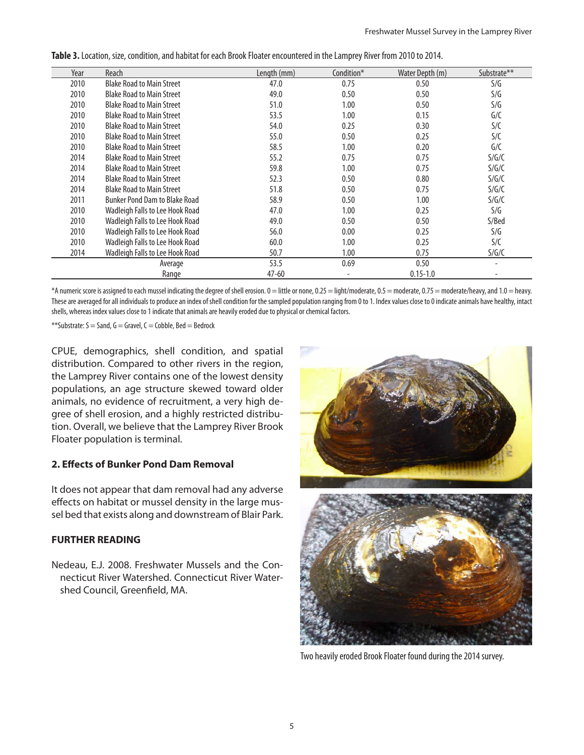**Table 3.** Location, size, condition, and habitat for each Brook Floater encountered in the Lamprey River from 2010 to 2014.

| Year | Reach | Length (mm) | Condition* | Water Depth (m) | Substrate** |
|---|---|---|---|---|---|
| 2010 | Blake Road to Main Street | 47.0 | 0.75 | 0.50 | S/G |
| 2010 | Blake Road to Main Street | 49.0 | 0.50 | 0.50 | S/G |
| 2010 | Blake Road to Main Street | 51.0 | 1.00 | 0.50 | S/G |
| 2010 | Blake Road to Main Street | 53.5 | 1.00 | 0.15 | G/C |
| 2010 | Blake Road to Main Street | 54.0 | 0.25 | 0.30 | S/C |
| 2010 | Blake Road to Main Street | 55.0 | 0.50 | 0.25 | S/C |
| 2010 | Blake Road to Main Street | 58.5 | 1.00 | 0.20 | G/C |
| 2014 | Blake Road to Main Street | 55.2 | 0.75 | 0.75 | S/G/C |
| 2014 | Blake Road to Main Street | 59.8 | 1.00 | 0.75 | S/G/C |
| 2014 | Blake Road to Main Street | 52.3 | 0.50 | 0.80 | S/G/C |
| 2014 | Blake Road to Main Street | 51.8 | 0.50 | 0.75 | S/G/C |
| 2011 | Bunker Pond Dam to Blake Road | 58.9 | 0.50 | 1.00 | S/G/C |
| 2010 | Wadleigh Falls to Lee Hook Road | 47.0 | 1.00 | 0.25 | S/G |
| 2010 | Wadleigh Falls to Lee Hook Road | 49.0 | 0.50 | 0.50 | S/Bed |
| 2010 | Wadleigh Falls to Lee Hook Road | 56.0 | 0.00 | 0.25 | S/G |
| 2010 | Wadleigh Falls to Lee Hook Road | 60.0 | 1.00 | 0.25 | S/C |
| 2014 | Wadleigh Falls to Lee Hook Road | 50.7 | 1.00 | 0.75 | S/G/C |
| | Average | 53.5 | 0.69 | 0.50 | - |
| | Range | 47-60 | - | 0.15-1.0 | - |

*A numeric score is assigned to each mussel indicating the degree of shell erosion. 0 = little or none, 0.25 = light/moderate, 0.5 = moderate, 0.75 = moderate/heavy, and 1.0 = heavy. These are averaged for all individuals to produce an index of shell condition for the sampled population ranging from 0 to 1. Index values close to 0 indicate animals have healthy, intact shells, whereas index values close to 1 indicate that animals are heavily eroded due to physical or chemical factors.

**Substrate: S = Sand, G = Gravel, C = Cobble, Bed = Bedrock

CPUE, demographics, shell condition, and spatial distribution. Compared to other rivers in the region, the Lamprey River contains one of the lowest density populations, an age structure skewed toward older animals, no evidence of recruitment, a very high degree of shell erosion, and a highly restricted distribution. Overall, we believe that the Lamprey River Brook Floater population is terminal.

### 2. Effects of Bunker Pond Dam Removal

It does not appear that dam removal had any adverse effects on habitat or mussel density in the large mussel bed that exists along and downstream of Blair Park.

### FURTHER READING

Nedeau, E.J. 2008. Freshwater Mussels and the Connecticut River Watershed. Connecticut River Watershed Council, Greenfield, MA.

Two heavily eroded Brook Floater found during the 2014 survey.